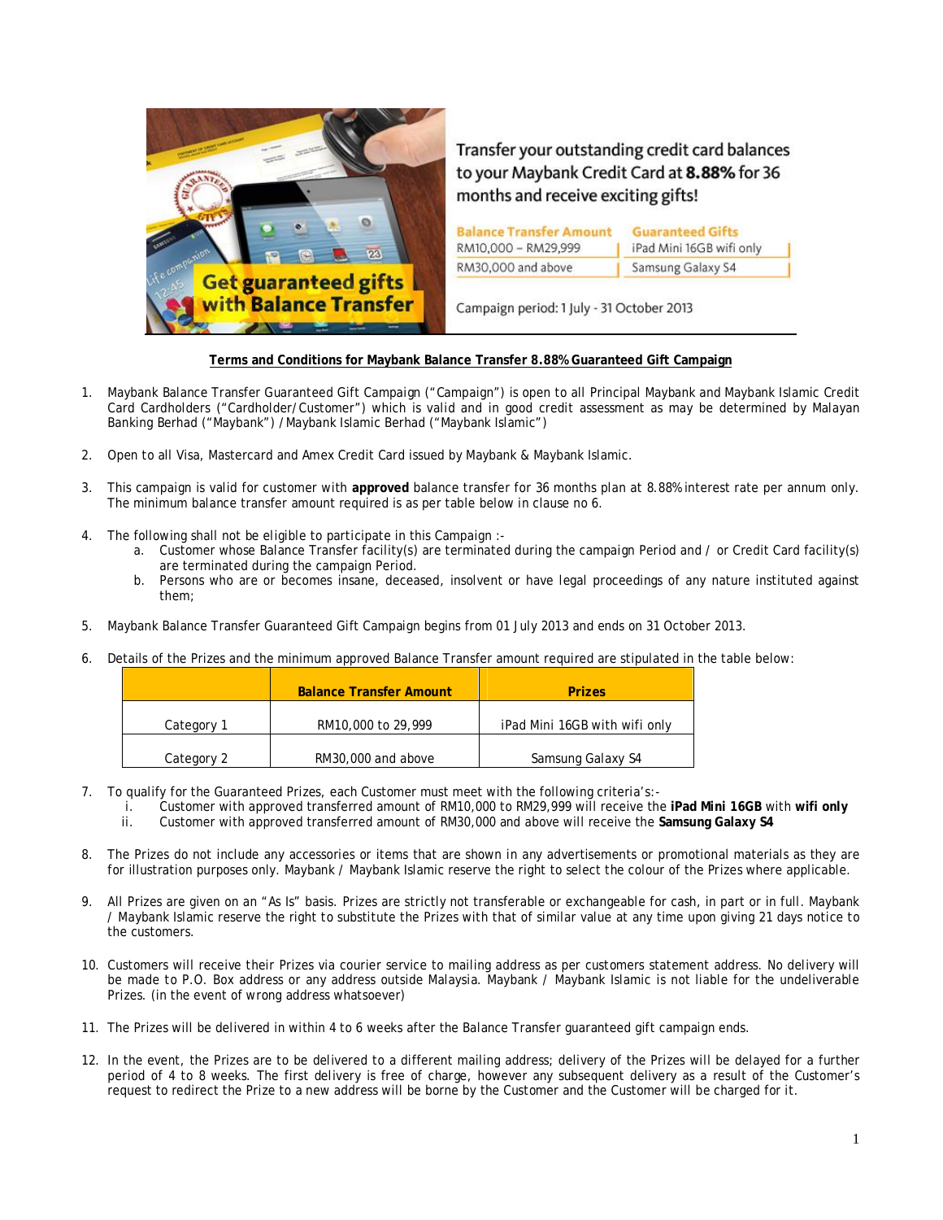Transfer your outstanding credit card balances to your Maybank Credit Card at **8.88%** for 36 months and receive exciting gifts!

| Balance Transfer Amount | Guaranteed Gifts |
|---|---|
| RM10,000 – RM29,999 | iPad Mini 16GB wifi only |
| RM30,000 and above | Samsung Galaxy S4 |

Campaign period: 1 July - 31 October 2013

**Terms and Conditions for Maybank Balance Transfer 8.88% Guaranteed Gift Campaign**

1. Maybank Balance Transfer Guaranteed Gift Campaign ("Campaign") is open to all Principal Maybank and Maybank Islamic Credit Card Cardholders ("Cardholder/Customer") which is valid and in good credit assessment as may be determined by Malayan Banking Berhad ("Maybank") / Maybank Islamic Berhad ("Maybank Islamic")

2. Open to all Visa, Mastercard and Amex Credit Card issued by Maybank & Maybank Islamic.

3. This campaign is valid for customer with **approved** balance transfer for 36 months plan at 8.88% interest rate per annum only. The minimum balance transfer amount required is as per table below in clause no 6.

4. The following shall not be eligible to participate in this Campaign :-
   a. Customer whose Balance Transfer facility(s) are terminated during the campaign Period and / or Credit Card facility(s) are terminated during the campaign Period.
   b. Persons who are or becomes insane, deceased, insolvent or have legal proceedings of any nature instituted against them;

5. Maybank Balance Transfer Guaranteed Gift Campaign begins from 01 July 2013 and ends on 31 October 2013.

6. Details of the Prizes and the minimum approved Balance Transfer amount required are stipulated in the table below:

| | Balance Transfer Amount | Prizes |
|---|---|---|
| Category 1 | RM10,000 to 29,999 | iPad Mini 16GB with wifi only |
| Category 2 | RM30,000 and above | Samsung Galaxy S4 |

7. To qualify for the Guaranteed Prizes, each Customer must meet with the following criteria's:-
   i. Customer with approved transferred amount of RM10,000 to RM29,999 will receive the **iPad Mini 16GB** with **wifi only**
   ii. Customer with approved transferred amount of RM30,000 and above will receive the **Samsung Galaxy S4**

8. The Prizes do not include any accessories or items that are shown in any advertisements or promotional materials as they are for illustration purposes only. Maybank / Maybank Islamic reserve the right to select the colour of the Prizes where applicable.

9. All Prizes are given on an "As Is" basis. Prizes are strictly not transferable or exchangeable for cash, in part or in full. Maybank / Maybank Islamic reserve the right to substitute the Prizes with that of similar value at any time upon giving 21 days notice to the customers.

10. Customers will receive their Prizes via courier service to mailing address as per customers statement address. No delivery will be made to P.O. Box address or any address outside Malaysia. Maybank / Maybank Islamic is not liable for the undeliverable Prizes. (in the event of wrong address whatsoever)

11. The Prizes will be delivered in within 4 to 6 weeks after the Balance Transfer guaranteed gift campaign ends.

12. In the event, the Prizes are to be delivered to a different mailing address; delivery of the Prizes will be delayed for a further period of 4 to 8 weeks. The first delivery is free of charge, however any subsequent delivery as a result of the Customer's request to redirect the Prize to a new address will be borne by the Customer and the Customer will be charged for it.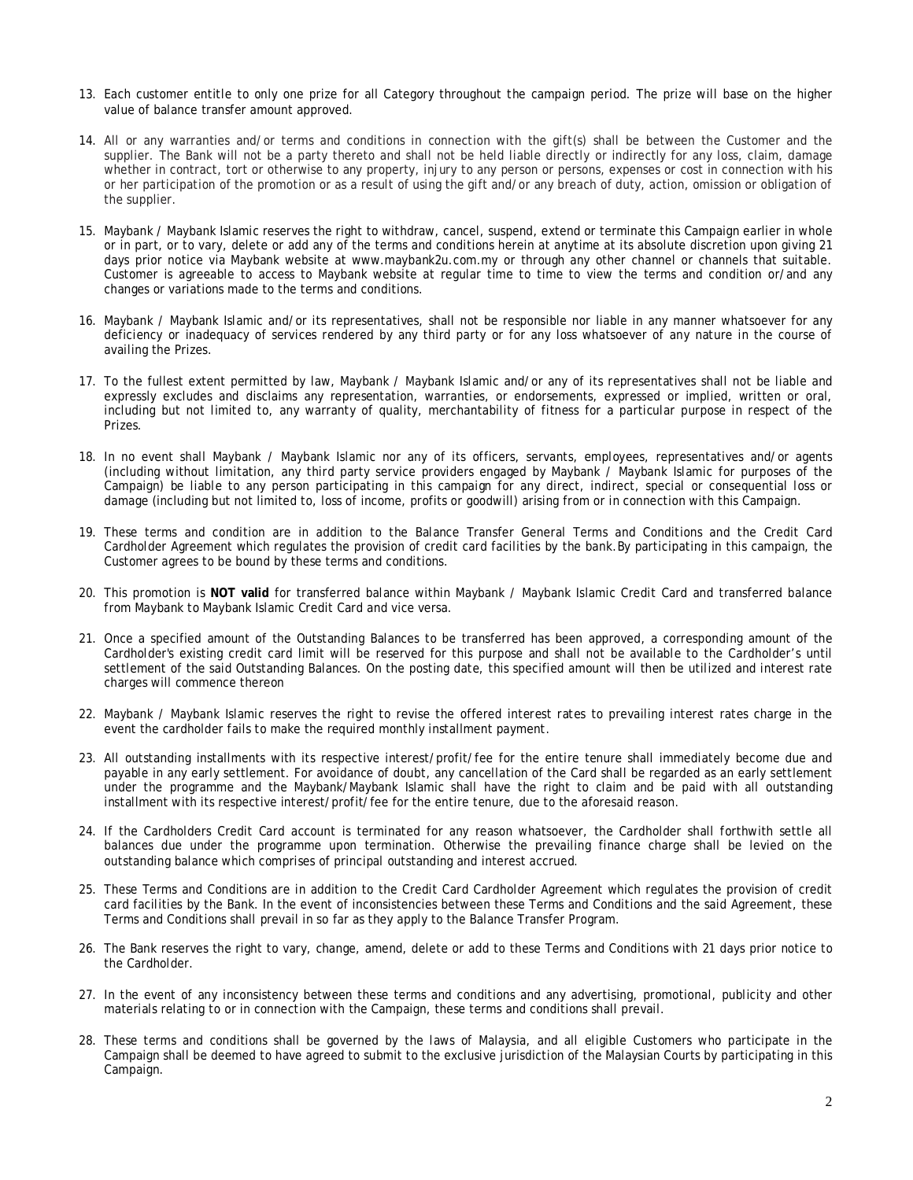13. Each customer entitle to only one prize for all Category throughout the campaign period. The prize will base on the higher value of balance transfer amount approved.

14. All or any warranties and/or terms and conditions in connection with the gift(s) shall be between the Customer and the supplier. The Bank will not be a party thereto and shall not be held liable directly or indirectly for any loss, claim, damage whether in contract, tort or otherwise to any property, injury to any person or persons, expenses or cost in connection with his or her participation of the promotion or as a result of using the gift and/or any breach of duty, action, omission or obligation of the supplier.

15. Maybank / Maybank Islamic reserves the right to withdraw, cancel, suspend, extend or terminate this Campaign earlier in whole or in part, or to vary, delete or add any of the terms and conditions herein at anytime at its absolute discretion upon giving 21 days prior notice via Maybank website at www.maybank2u.com.my or through any other channel or channels that suitable. Customer is agreeable to access to Maybank website at regular time to time to view the terms and condition or/and any changes or variations made to the terms and conditions.

16. Maybank / Maybank Islamic and/or its representatives, shall not be responsible nor liable in any manner whatsoever for any deficiency or inadequacy of services rendered by any third party or for any loss whatsoever of any nature in the course of availing the Prizes.

17. To the fullest extent permitted by law, Maybank / Maybank Islamic and/or any of its representatives shall not be liable and expressly excludes and disclaims any representation, warranties, or endorsements, expressed or implied, written or oral, including but not limited to, any warranty of quality, merchantability of fitness for a particular purpose in respect of the Prizes.

18. In no event shall Maybank / Maybank Islamic nor any of its officers, servants, employees, representatives and/or agents (including without limitation, any third party service providers engaged by Maybank / Maybank Islamic for purposes of the Campaign) be liable to any person participating in this campaign for any direct, indirect, special or consequential loss or damage (including but not limited to, loss of income, profits or goodwill) arising from or in connection with this Campaign.

19. These terms and condition are in addition to the Balance Transfer General Terms and Conditions and the Credit Card Cardholder Agreement which regulates the provision of credit card facilities by the bank.By participating in this campaign, the Customer agrees to be bound by these terms and conditions.

20. This promotion is **NOT valid** for transferred balance within Maybank / Maybank Islamic Credit Card and transferred balance from Maybank to Maybank Islamic Credit Card and vice versa.

21. Once a specified amount of the Outstanding Balances to be transferred has been approved, a corresponding amount of the Cardholder's existing credit card limit will be reserved for this purpose and shall not be available to the Cardholder's until settlement of the said Outstanding Balances. On the posting date, this specified amount will then be utilized and interest rate charges will commence thereon

22. Maybank / Maybank Islamic reserves the right to revise the offered interest rates to prevailing interest rates charge in the event the cardholder fails to make the required monthly installment payment.

23. All outstanding installments with its respective interest/profit/fee for the entire tenure shall immediately become due and payable in any early settlement. For avoidance of doubt, any cancellation of the Card shall be regarded as an early settlement under the programme and the Maybank/Maybank Islamic shall have the right to claim and be paid with all outstanding installment with its respective interest/profit/fee for the entire tenure, due to the aforesaid reason.

24. If the Cardholders Credit Card account is terminated for any reason whatsoever, the Cardholder shall forthwith settle all balances due under the programme upon termination. Otherwise the prevailing finance charge shall be levied on the outstanding balance which comprises of principal outstanding and interest accrued.

25. These Terms and Conditions are in addition to the Credit Card Cardholder Agreement which regulates the provision of credit card facilities by the Bank. In the event of inconsistencies between these Terms and Conditions and the said Agreement, these Terms and Conditions shall prevail in so far as they apply to the Balance Transfer Program.

26. The Bank reserves the right to vary, change, amend, delete or add to these Terms and Conditions with 21 days prior notice to the Cardholder.

27. In the event of any inconsistency between these terms and conditions and any advertising, promotional, publicity and other materials relating to or in connection with the Campaign, these terms and conditions shall prevail.

28. These terms and conditions shall be governed by the laws of Malaysia, and all eligible Customers who participate in the Campaign shall be deemed to have agreed to submit to the exclusive jurisdiction of the Malaysian Courts by participating in this Campaign.